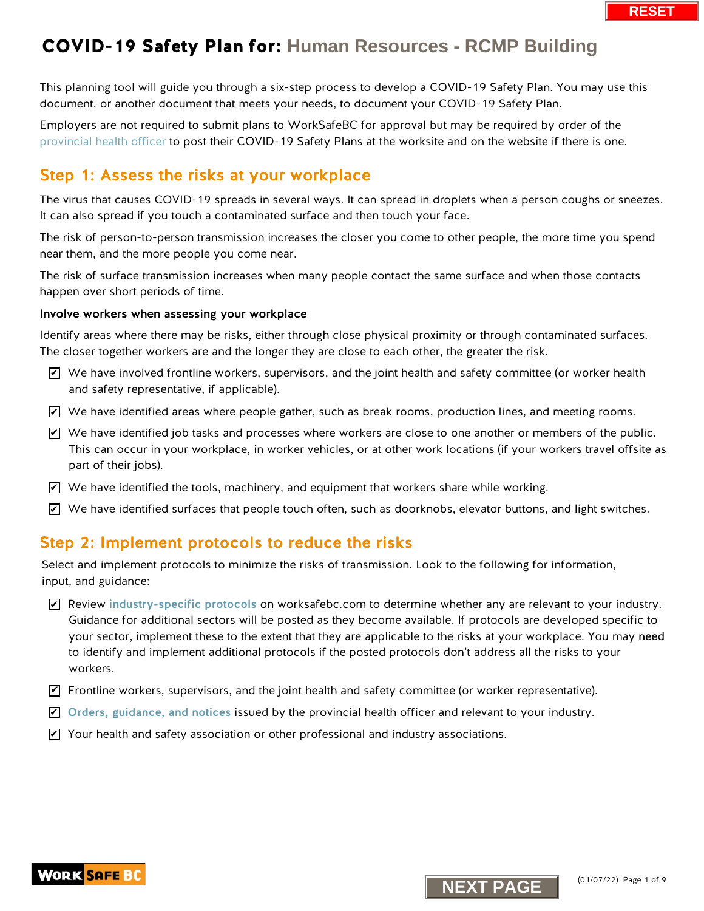# COVID-19 Safety Plan for: Human Resources - RCMP Building

This planning tool will guide you through a six-step process to develop a COVID-19 Safety Plan. You may use this document, or another document that meets your needs, to document your COVID-19 Safety Plan.

Employers are not required to submit plans to WorkSafeBC for approval but may be required by order of the provincial health officer to post their COVID-19 Safety Plans at the worksite and on the website if there is one.

## Step 1: Assess the risks at your workplace

The virus that causes COVID-19 spreads in several ways. It can spread in droplets when a person coughs or sneezes. It can also spread if you touch a contaminated surface and then touch your face.

The risk of person-to-person transmission increases the closer you come to other people, the more time you spend near them, and the more people you come near.

The risk of surface transmission increases when many people contact the same surface and when those contacts happen over short periods of time.

### Involve workers when assessing your workplace

Identify areas where there may be risks, either through close physical proximity or through contaminated surfaces. The closer together workers are and the longer they are close to each other, the greater the risk.

- [x] We have involved frontline workers, supervisors, and the joint health and safety committee (or worker health and safety representative, if applicable).
- [x] We have identified areas where people gather, such as break rooms, production lines, and meeting rooms.
- [x] We have identified job tasks and processes where workers are close to one another or members of the public. This can occur in your workplace, in worker vehicles, or at other work locations (if your workers travel offsite as part of their jobs).
- [x] We have identified the tools, machinery, and equipment that workers share while working.
- [x] We have identified surfaces that people touch often, such as doorknobs, elevator buttons, and light switches.

## Step 2: Implement protocols to reduce the risks

Select and implement protocols to minimize the risks of transmission. Look to the following for information, input, and guidance:

- [x] Review industry-specific protocols on worksafebc.com to determine whether any are relevant to your industry. Guidance for additional sectors will be posted as they become available. If protocols are developed specific to your sector, implement these to the extent that they are applicable to the risks at your workplace. You may need to identify and implement additional protocols if the posted protocols don't address all the risks to your workers.
- [x] Frontline workers, supervisors, and the joint health and safety committee (or worker representative).
- [x] Orders, guidance, and notices issued by the provincial health officer and relevant to your industry.
- [x] Your health and safety association or other professional and industry associations.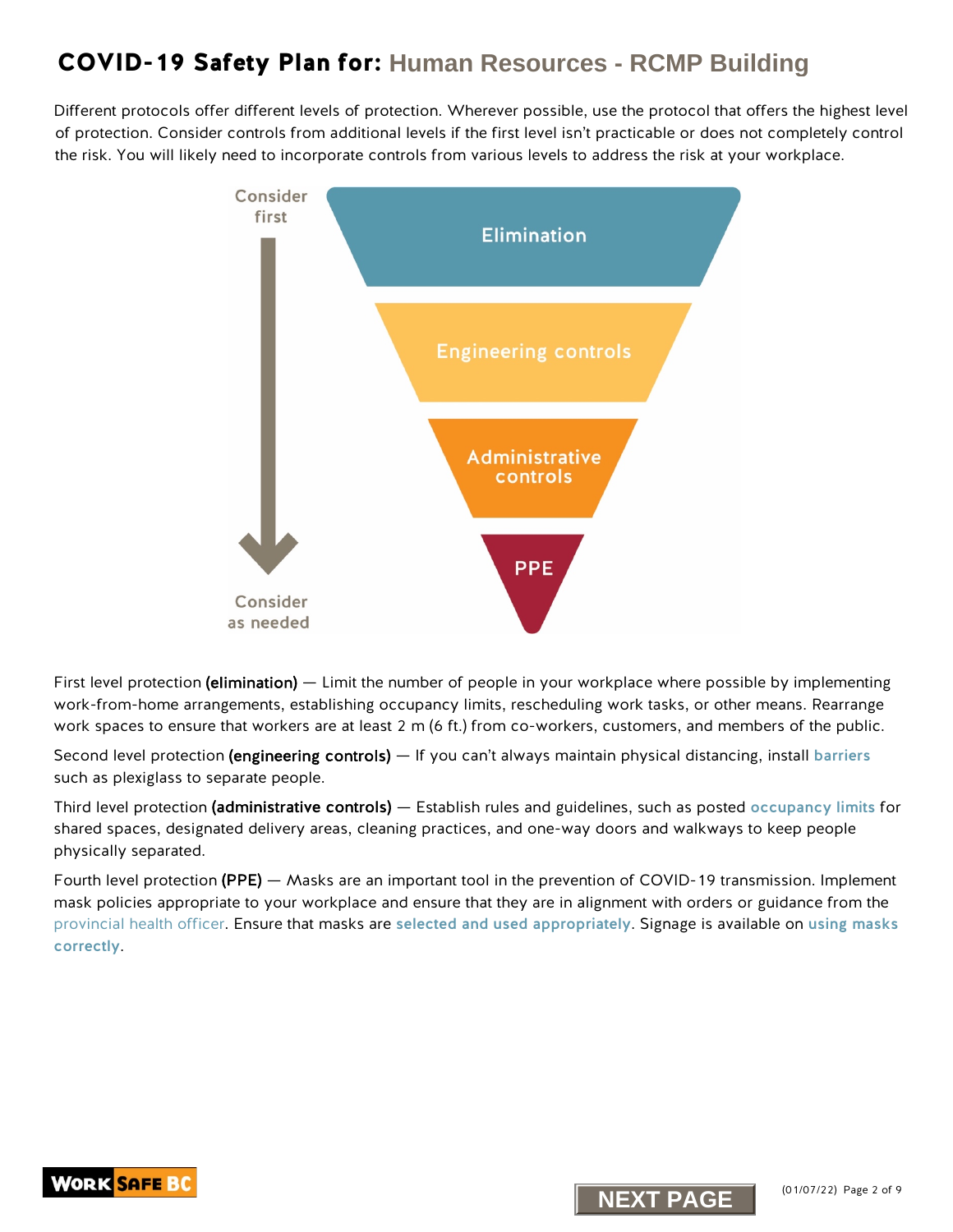# COVID-19 Safety Plan for: Human Resources - RCMP Building

Different protocols offer different levels of protection. Wherever possible, use the protocol that offers the highest level of protection. Consider controls from additional levels if the first level isn't practicable or does not completely control the risk. You will likely need to incorporate controls from various levels to address the risk at your workplace.

Consider first

Elimination

Engineering controls

Administrative controls

PPE

Consider as needed

First level protection **(elimination)** — Limit the number of people in your workplace where possible by implementing work-from-home arrangements, establishing occupancy limits, rescheduling work tasks, or other means. Rearrange work spaces to ensure that workers are at least 2 m (6 ft.) from co-workers, customers, and members of the public.

Second level protection **(engineering controls)** — If you can't always maintain physical distancing, install **barriers** such as plexiglass to separate people.

Third level protection **(administrative controls)** — Establish rules and guidelines, such as posted **occupancy limits** for shared spaces, designated delivery areas, cleaning practices, and one-way doors and walkways to keep people physically separated.

Fourth level protection **(PPE)** — Masks are an important tool in the prevention of COVID-19 transmission. Implement mask policies appropriate to your workplace and ensure that they are in alignment with orders or guidance from the provincial health officer. Ensure that masks are **selected and used appropriately**. Signage is available on **using masks correctly**.

NEXT PAGE

(01/07/22)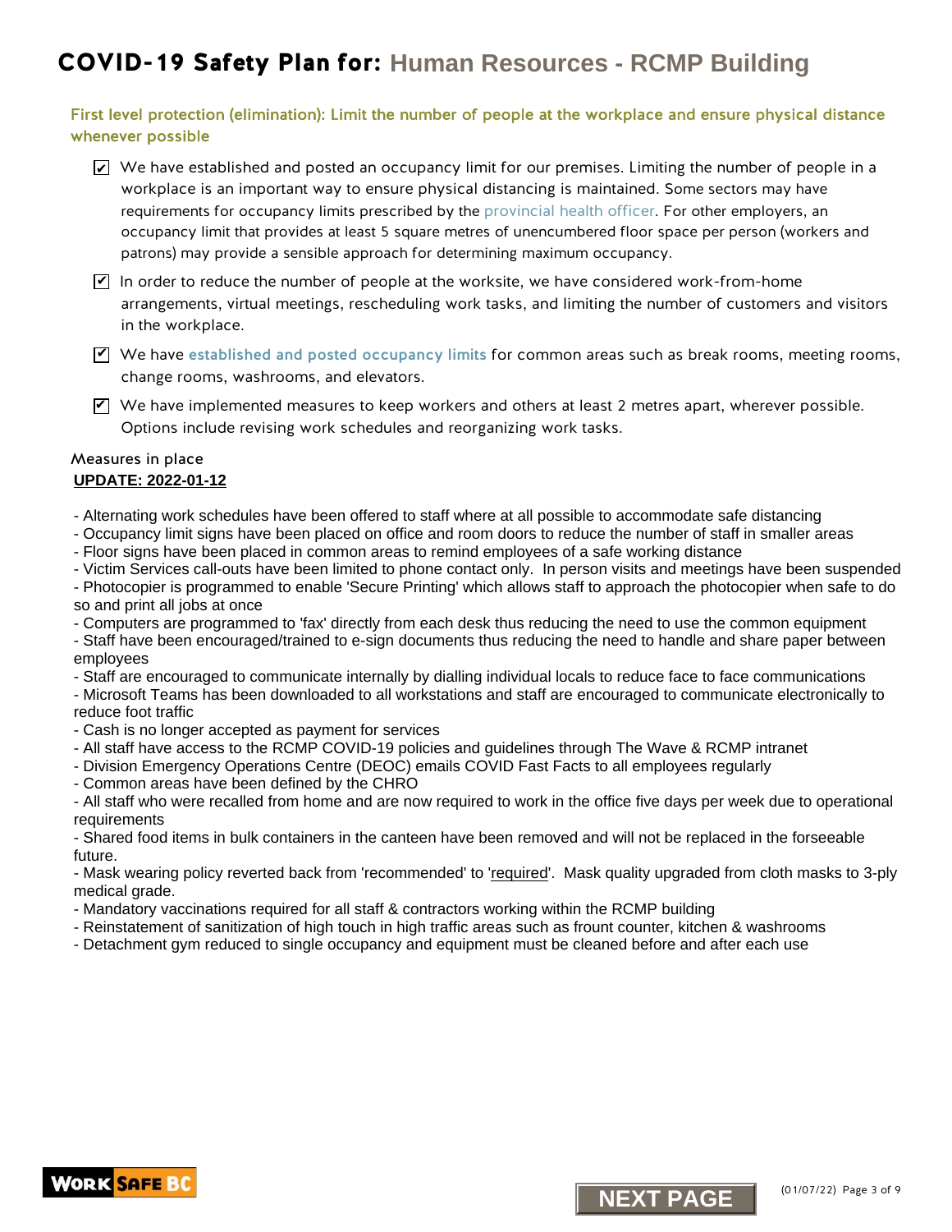# COVID-19 Safety Plan for: Human Resources - RCMP Building

## First level protection (elimination): Limit the number of people at the workplace and ensure physical distance whenever possible

- [x] We have established and posted an occupancy limit for our premises. Limiting the number of people in a workplace is an important way to ensure physical distancing is maintained. Some sectors may have requirements for occupancy limits prescribed by the provincial health officer. For other employers, an occupancy limit that provides at least 5 square metres of unencumbered floor space per person (workers and patrons) may provide a sensible approach for determining maximum occupancy.
- [x] In order to reduce the number of people at the worksite, we have considered work-from-home arrangements, virtual meetings, rescheduling work tasks, and limiting the number of customers and visitors in the workplace.
- [x] We have **established and posted occupancy limits** for common areas such as break rooms, meeting rooms, change rooms, washrooms, and elevators.
- [x] We have implemented measures to keep workers and others at least 2 metres apart, wherever possible. Options include revising work schedules and reorganizing work tasks.

### Measures in place

**UPDATE: 2022-01-12**

- Alternating work schedules have been offered to staff where at all possible to accommodate safe distancing
- Occupancy limit signs have been placed on office and room doors to reduce the number of staff in smaller areas
- Floor signs have been placed in common areas to remind employees of a safe working distance
- Victim Services call-outs have been limited to phone contact only. In person visits and meetings have been suspended
- Photocopier is programmed to enable 'Secure Printing' which allows staff to approach the photocopier when safe to do so and print all jobs at once
- Computers are programmed to 'fax' directly from each desk thus reducing the need to use the common equipment
- Staff have been encouraged/trained to e-sign documents thus reducing the need to handle and share paper between employees
- Staff are encouraged to communicate internally by dialling individual locals to reduce face to face communications
- Microsoft Teams has been downloaded to all workstations and staff are encouraged to communicate electronically to reduce foot traffic
- Cash is no longer accepted as payment for services
- All staff have access to the RCMP COVID-19 policies and guidelines through The Wave & RCMP intranet
- Division Emergency Operations Centre (DEOC) emails COVID Fast Facts to all employees regularly
- Common areas have been defined by the CHRO
- All staff who were recalled from home and are now required to work in the office five days per week due to operational requirements
- Shared food items in bulk containers in the canteen have been removed and will not be replaced in the forseeable future.
- Mask wearing policy reverted back from 'recommended' to 'required'. Mask quality upgraded from cloth masks to 3-ply medical grade.
- Mandatory vaccinations required for all staff & contractors working within the RCMP building
- Reinstatement of sanitization of high touch in high traffic areas such as frount counter, kitchen & washrooms
- Detachment gym reduced to single occupancy and equipment must be cleaned before and after each use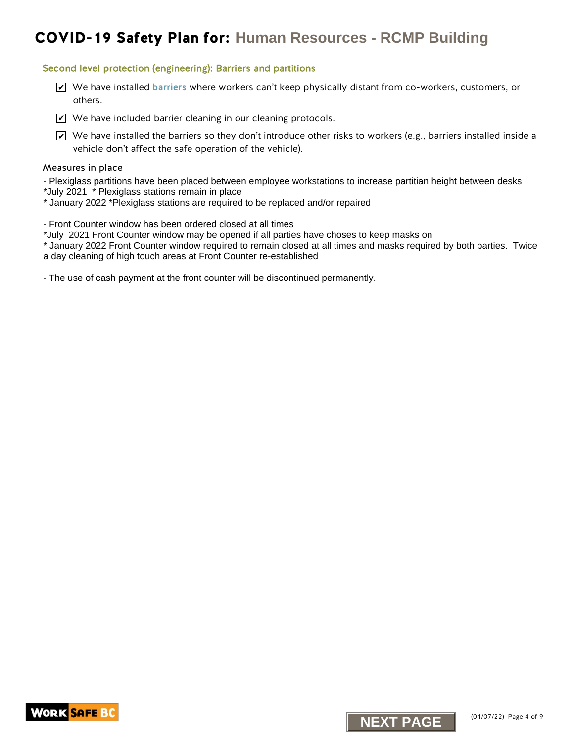# COVID-19 Safety Plan for: Human Resources - RCMP Building

## Second level protection (engineering): Barriers and partitions

- ☑ We have installed **barriers** where workers can't keep physically distant from co-workers, customers, or others.
- ☑ We have included barrier cleaning in our cleaning protocols.
- ☑ We have installed the barriers so they don't introduce other risks to workers (e.g., barriers installed inside a vehicle don't affect the safe operation of the vehicle).

### Measures in place

- Plexiglass partitions have been placed between employee workstations to increase partitian height between desks
*July 2021 * Plexiglass stations remain in place
* January 2022 *Plexiglass stations are required to be replaced and/or repaired

- Front Counter window has been ordered closed at all times
*July 2021 Front Counter window may be opened if all parties have choses to keep masks on
* January 2022 Front Counter window required to remain closed at all times and masks required by both parties. Twice a day cleaning of high touch areas at Front Counter re-established

- The use of cash payment at the front counter will be discontinued permanently.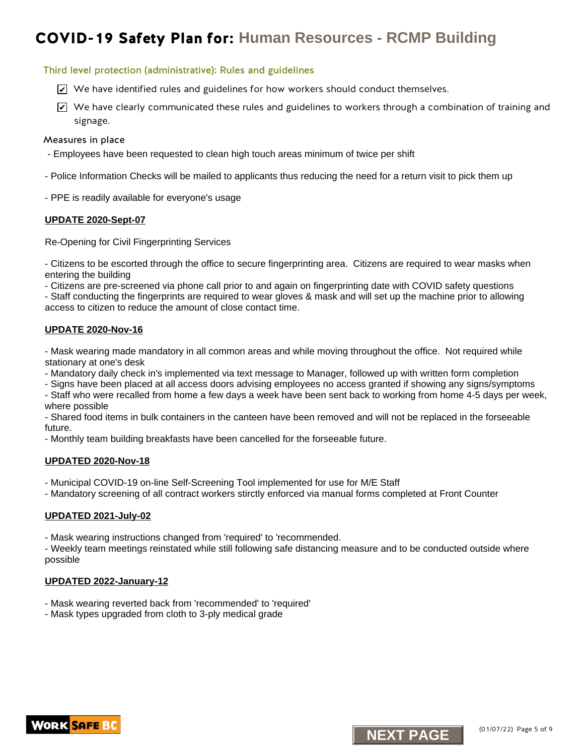# COVID-19 Safety Plan for: Human Resources - RCMP Building

## Third level protection (administrative): Rules and guidelines

- ☑ We have identified rules and guidelines for how workers should conduct themselves.
- ☑ We have clearly communicated these rules and guidelines to workers through a combination of training and signage.

### Measures in place

- Employees have been requested to clean high touch areas minimum of twice per shift

- Police Information Checks will be mailed to applicants thus reducing the need for a return visit to pick them up

- PPE is readily available for everyone's usage

**UPDATE 2020-Sept-07**

Re-Opening for Civil Fingerprinting Services

- Citizens to be escorted through the office to secure fingerprinting area. Citizens are required to wear masks when entering the building
- Citizens are pre-screened via phone call prior to and again on fingerprinting date with COVID safety questions
- Staff conducting the fingerprints are required to wear gloves & mask and will set up the machine prior to allowing access to citizen to reduce the amount of close contact time.

**UPDATE 2020-Nov-16**

- Mask wearing made mandatory in all common areas and while moving throughout the office. Not required while stationary at one's desk
- Mandatory daily check in's implemented via text message to Manager, followed up with written form completion
- Signs have been placed at all access doors advising employees no access granted if showing any signs/symptoms
- Staff who were recalled from home a few days a week have been sent back to working from home 4-5 days per week, where possible
- Shared food items in bulk containers in the canteen have been removed and will not be replaced in the forseeable future.
- Monthly team building breakfasts have been cancelled for the forseeable future.

**UPDATED 2020-Nov-18**

- Municipal COVID-19 on-line Self-Screening Tool implemented for use for M/E Staff
- Mandatory screening of all contract workers stirctly enforced via manual forms completed at Front Counter

**UPDATED 2021-July-02**

- Mask wearing instructions changed from 'required' to 'recommended.
- Weekly team meetings reinstated while still following safe distancing measure and to be conducted outside where possible

**UPDATED 2022-January-12**

- Mask wearing reverted back from 'recommended' to 'required'
- Mask types upgraded from cloth to 3-ply medical grade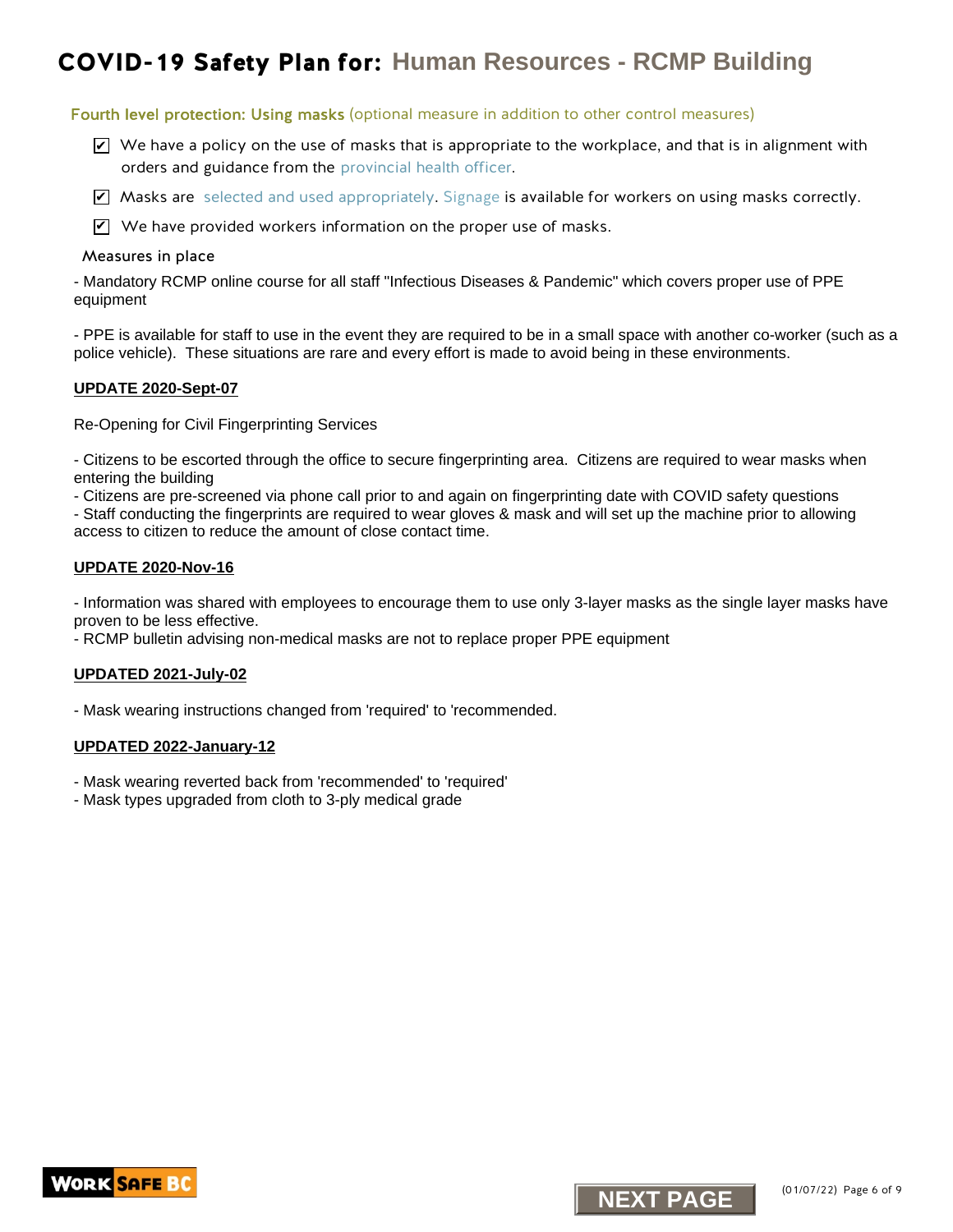# COVID-19 Safety Plan for: Human Resources - RCMP Building

## Fourth level protection: Using masks (optional measure in addition to other control measures)

- ☑ We have a policy on the use of masks that is appropriate to the workplace, and that is in alignment with orders and guidance from the provincial health officer.
- ☑ Masks are selected and used appropriately. Signage is available for workers on using masks correctly.
- ☑ We have provided workers information on the proper use of masks.

### Measures in place

- Mandatory RCMP online course for all staff "Infectious Diseases & Pandemic" which covers proper use of PPE equipment

- PPE is available for staff to use in the event they are required to be in a small space with another co-worker (such as a police vehicle). These situations are rare and every effort is made to avoid being in these environments.

**UPDATE 2020-Sept-07**

Re-Opening for Civil Fingerprinting Services

- Citizens to be escorted through the office to secure fingerprinting area. Citizens are required to wear masks when entering the building
- Citizens are pre-screened via phone call prior to and again on fingerprinting date with COVID safety questions
- Staff conducting the fingerprints are required to wear gloves & mask and will set up the machine prior to allowing access to citizen to reduce the amount of close contact time.

**UPDATE 2020-Nov-16**

- Information was shared with employees to encourage them to use only 3-layer masks as the single layer masks have proven to be less effective.
- RCMP bulletin advising non-medical masks are not to replace proper PPE equipment

**UPDATED 2021-July-02**

- Mask wearing instructions changed from 'required' to 'recommended.

**UPDATED 2022-January-12**

- Mask wearing reverted back from 'recommended' to 'required'
- Mask types upgraded from cloth to 3-ply medical grade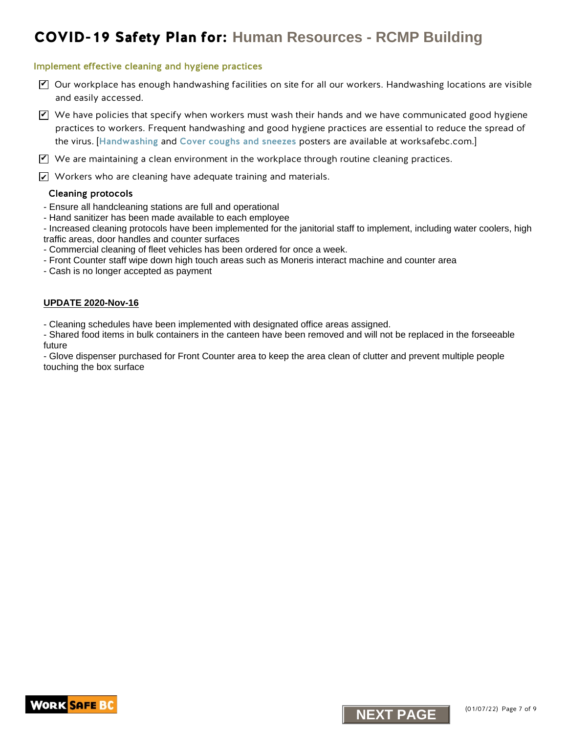# COVID-19 Safety Plan for: Human Resources - RCMP Building

## Implement effective cleaning and hygiene practices

- ☑ Our workplace has enough handwashing facilities on site for all our workers. Handwashing locations are visible and easily accessed.
- ☑ We have policies that specify when workers must wash their hands and we have communicated good hygiene practices to workers. Frequent handwashing and good hygiene practices are essential to reduce the spread of the virus. [**Handwashing** and **Cover coughs and sneezes** posters are available at worksafebc.com.]
- ☑ We are maintaining a clean environment in the workplace through routine cleaning practices.
- ☑ Workers who are cleaning have adequate training and materials.

### Cleaning protocols

- Ensure all handcleaning stations are full and operational
- Hand sanitizer has been made available to each employee
- Increased cleaning protocols have been implemented for the janitorial staff to implement, including water coolers, high traffic areas, door handles and counter surfaces
- Commercial cleaning of fleet vehicles has been ordered for once a week.
- Front Counter staff wipe down high touch areas such as Moneris interact machine and counter area
- Cash is no longer accepted as payment

**UPDATE 2020-Nov-16**

- Cleaning schedules have been implemented with designated office areas assigned.
- Shared food items in bulk containers in the canteen have been removed and will not be replaced in the forseeable future
- Glove dispenser purchased for Front Counter area to keep the area clean of clutter and prevent multiple people touching the box surface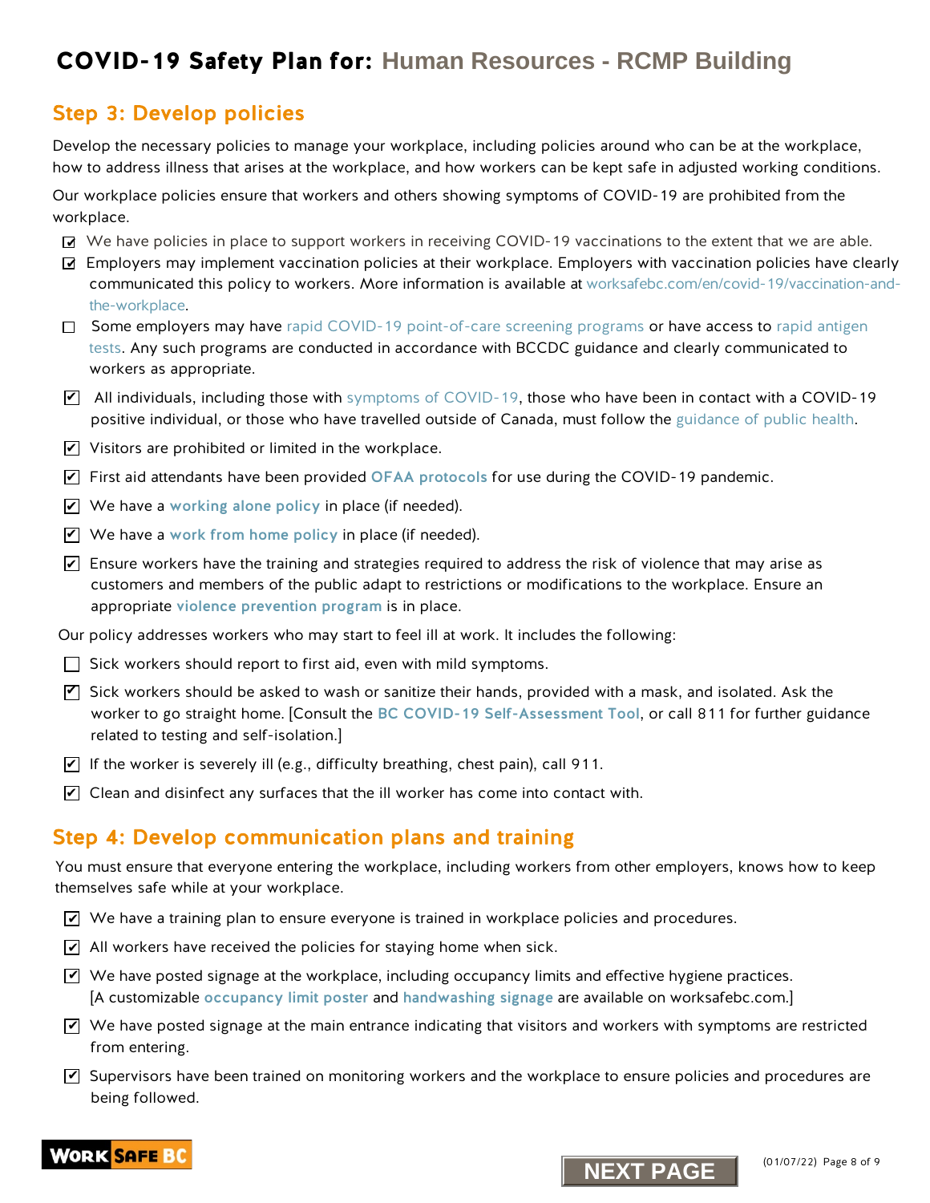# COVID-19 Safety Plan for: Human Resources - RCMP Building

## Step 3: Develop policies

Develop the necessary policies to manage your workplace, including policies around who can be at the workplace, how to address illness that arises at the workplace, and how workers can be kept safe in adjusted working conditions.

Our workplace policies ensure that workers and others showing symptoms of COVID-19 are prohibited from the workplace.

- [x] We have policies in place to support workers in receiving COVID-19 vaccinations to the extent that we are able.
- [x] Employers may implement vaccination policies at their workplace. Employers with vaccination policies have clearly communicated this policy to workers. More information is available at worksafebc.com/en/covid-19/vaccination-and-the-workplace.
- [ ] Some employers may have rapid COVID-19 point-of-care screening programs or have access to rapid antigen tests. Any such programs are conducted in accordance with BCCDC guidance and clearly communicated to workers as appropriate.
- [x] All individuals, including those with symptoms of COVID-19, those who have been in contact with a COVID-19 positive individual, or those who have travelled outside of Canada, must follow the guidance of public health.
- [x] Visitors are prohibited or limited in the workplace.
- [x] First aid attendants have been provided **OFAA protocols** for use during the COVID-19 pandemic.
- [x] We have a **working alone policy** in place (if needed).
- [x] We have a **work from home policy** in place (if needed).
- [x] Ensure workers have the training and strategies required to address the risk of violence that may arise as customers and members of the public adapt to restrictions or modifications to the workplace. Ensure an appropriate **violence prevention program** is in place.

Our policy addresses workers who may start to feel ill at work. It includes the following:

- [ ] Sick workers should report to first aid, even with mild symptoms.
- [x] Sick workers should be asked to wash or sanitize their hands, provided with a mask, and isolated. Ask the worker to go straight home. [Consult the **BC COVID-19 Self-Assessment Tool**, or call 811 for further guidance related to testing and self-isolation.]
- [x] If the worker is severely ill (e.g., difficulty breathing, chest pain), call 911.
- [x] Clean and disinfect any surfaces that the ill worker has come into contact with.

## Step 4: Develop communication plans and training

You must ensure that everyone entering the workplace, including workers from other employers, knows how to keep themselves safe while at your workplace.

- [x] We have a training plan to ensure everyone is trained in workplace policies and procedures.
- [x] All workers have received the policies for staying home when sick.
- [x] We have posted signage at the workplace, including occupancy limits and effective hygiene practices. [A customizable **occupancy limit poster** and **handwashing signage** are available on worksafebc.com.]
- [x] We have posted signage at the main entrance indicating that visitors and workers with symptoms are restricted from entering.
- [x] Supervisors have been trained on monitoring workers and the workplace to ensure policies and procedures are being followed.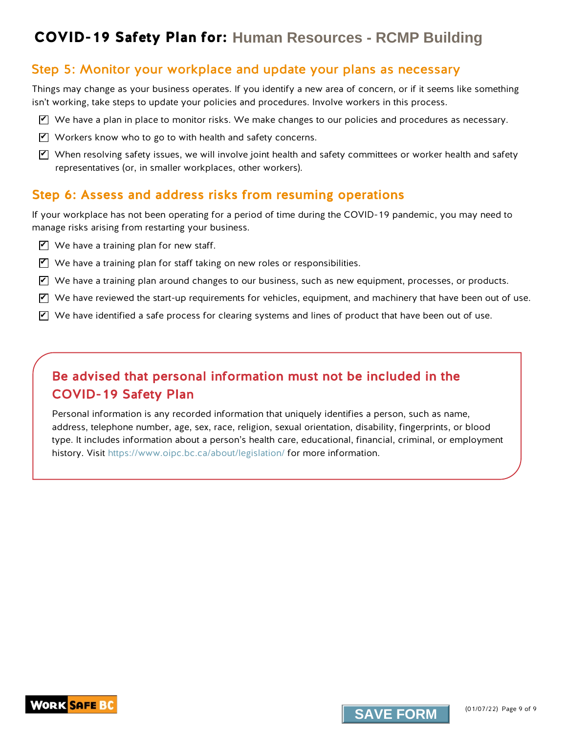# COVID-19 Safety Plan for: Human Resources - RCMP Building

## Step 5: Monitor your workplace and update your plans as necessary

Things may change as your business operates. If you identify a new area of concern, or if it seems like something isn't working, take steps to update your policies and procedures. Involve workers in this process.

- [x] We have a plan in place to monitor risks. We make changes to our policies and procedures as necessary.
- [x] Workers know who to go to with health and safety concerns.
- [x] When resolving safety issues, we will involve joint health and safety committees or worker health and safety representatives (or, in smaller workplaces, other workers).

## Step 6: Assess and address risks from resuming operations

If your workplace has not been operating for a period of time during the COVID-19 pandemic, you may need to manage risks arising from restarting your business.

- [x] We have a training plan for new staff.
- [x] We have a training plan for staff taking on new roles or responsibilities.
- [x] We have a training plan around changes to our business, such as new equipment, processes, or products.
- [x] We have reviewed the start-up requirements for vehicles, equipment, and machinery that have been out of use.
- [x] We have identified a safe process for clearing systems and lines of product that have been out of use.

### Be advised that personal information must not be included in the COVID-19 Safety Plan

Personal information is any recorded information that uniquely identifies a person, such as name, address, telephone number, age, sex, race, religion, sexual orientation, disability, fingerprints, or blood type. It includes information about a person's health care, educational, financial, criminal, or employment history. Visit https://www.oipc.bc.ca/about/legislation/ for more information.

WORKSAFEBC

SAVE FORM

(01/07/22)